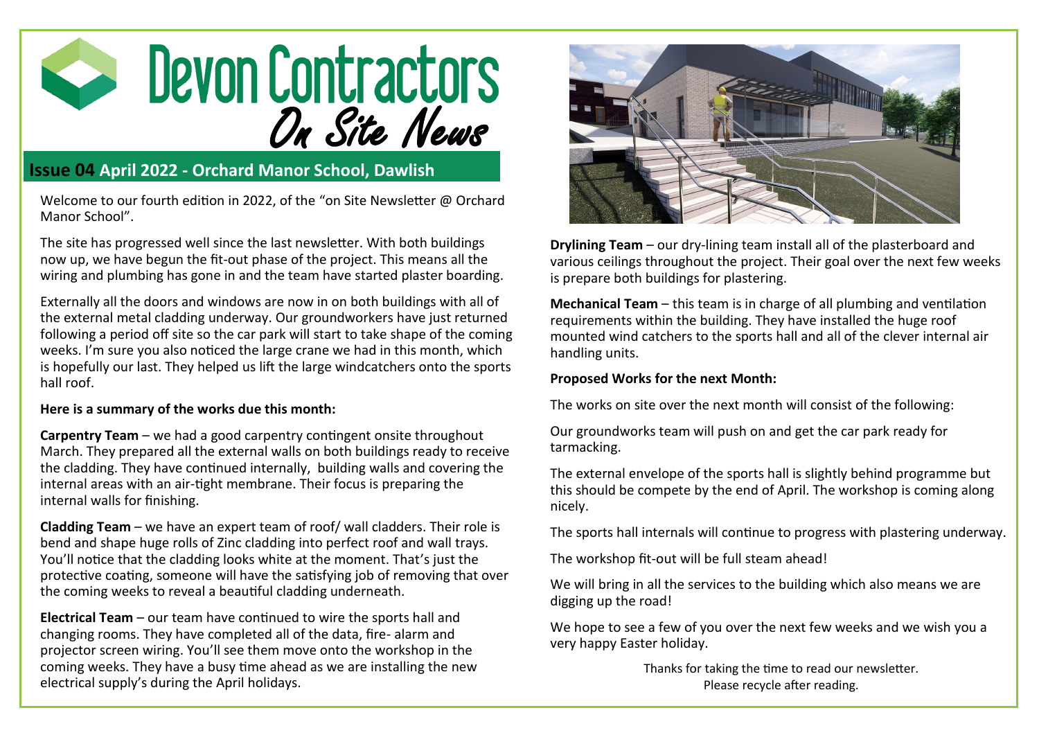# Devon Contractors

## *On Site News*

### Issue 04 April 2022 - Orchard Manor School, Dawlish

Welcome to our fourth edition in 2022, of the "on Site Newsletter @ Orchard Manor School".

The site has progressed well since the last newsletter. With both buildings now up, we have begun the fit-out phase of the project. This means all the wiring and plumbing has gone in and the team have started plaster boarding.

Externally all the doors and windows are now in on both buildings with all of the external metal cladding underway. Our groundworkers have just returned following a period off site so the car park will start to take shape of the coming weeks. I'm sure you also noticed the large crane we had in this month, which is hopefully our last. They helped us lift the large windcatchers onto the sports hall roof.

**Here is a summary of the works due this month:**

**Carpentry Team** – we had a good carpentry contingent onsite throughout March. They prepared all the external walls on both buildings ready to receive the cladding. They have continued internally, building walls and covering the internal areas with an air-tight membrane. Their focus is preparing the internal walls for finishing.

**Cladding Team** – we have an expert team of roof/ wall cladders. Their role is bend and shape huge rolls of Zinc cladding into perfect roof and wall trays. You'll notice that the cladding looks white at the moment. That's just the protective coating, someone will have the satisfying job of removing that over the coming weeks to reveal a beautiful cladding underneath.

**Electrical Team** – our team have continued to wire the sports hall and changing rooms. They have completed all of the data, fire- alarm and projector screen wiring. You'll see them move onto the workshop in the coming weeks. They have a busy time ahead as we are installing the new electrical supply's during the April holidays.

**Drylining Team** – our dry-lining team install all of the plasterboard and various ceilings throughout the project. Their goal over the next few weeks is prepare both buildings for plastering.

**Mechanical Team** – this team is in charge of all plumbing and ventilation requirements within the building. They have installed the huge roof mounted wind catchers to the sports hall and all of the clever internal air handling units.

**Proposed Works for the next Month:**

The works on site over the next month will consist of the following:

Our groundworks team will push on and get the car park ready for tarmacking.

The external envelope of the sports hall is slightly behind programme but this should be compete by the end of April. The workshop is coming along nicely.

The sports hall internals will continue to progress with plastering underway.

The workshop fit-out will be full steam ahead!

We will bring in all the services to the building which also means we are digging up the road!

We hope to see a few of you over the next few weeks and we wish you a very happy Easter holiday.

Thanks for taking the time to read our newsletter.
Please recycle after reading.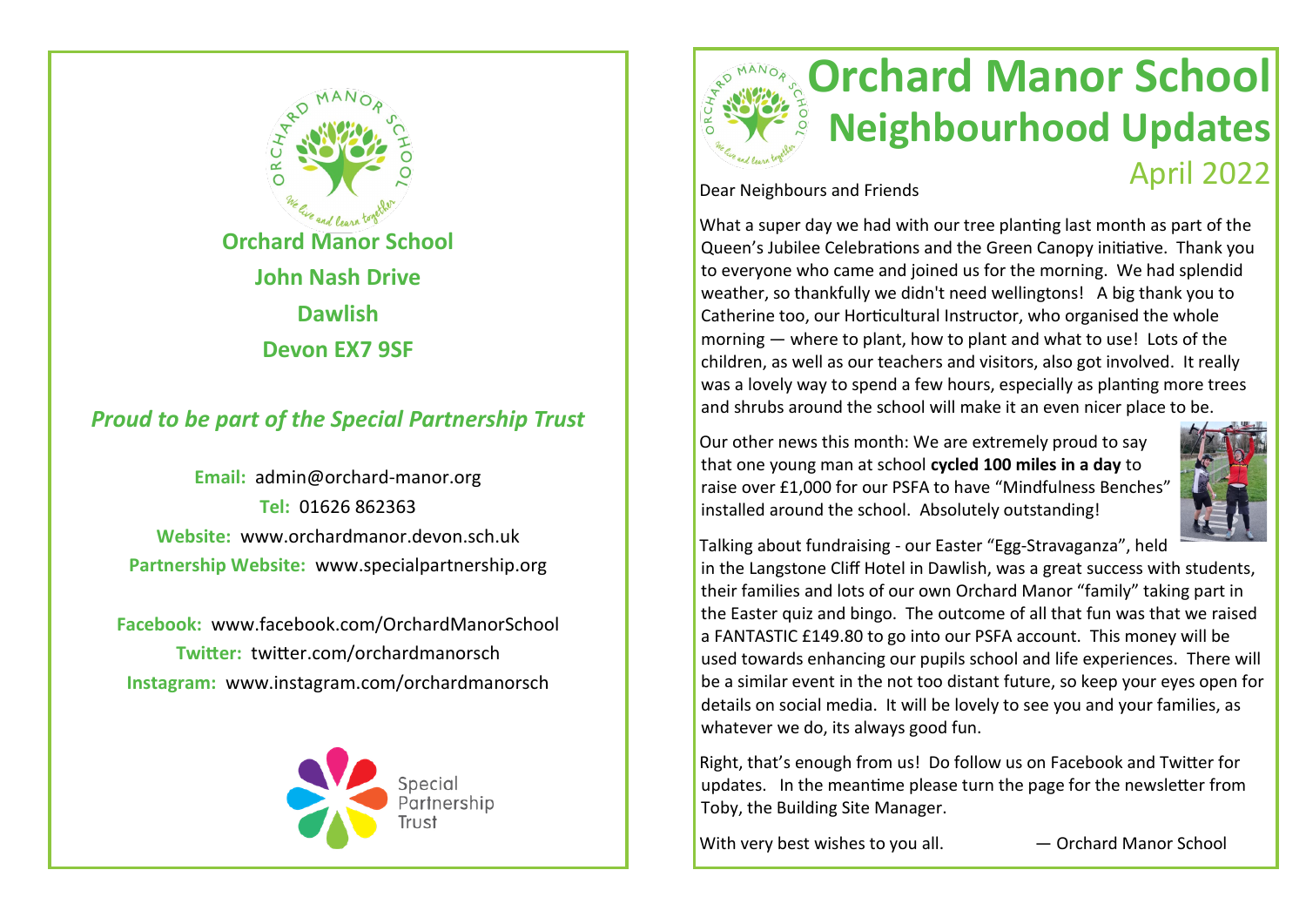**Orchard Manor School**

**John Nash Drive**

**Dawlish**

**Devon EX7 9SF**

***Proud to be part of the Special Partnership Trust***

**Email:** admin@orchard-manor.org

**Tel:** 01626 862363

**Website:** www.orchardmanor.devon.sch.uk

**Partnership Website:** www.specialpartnership.org

**Facebook:** www.facebook.com/OrchardManorSchool

**Twitter:** twitter.com/orchardmanorsch

**Instagram:** www.instagram.com/orchardmanorsch

Special Partnership Trust

# Orchard Manor School

## Neighbourhood Updates

April 2022

Dear Neighbours and Friends

What a super day we had with our tree planting last month as part of the Queen's Jubilee Celebrations and the Green Canopy initiative. Thank you to everyone who came and joined us for the morning. We had splendid weather, so thankfully we didn't need wellingtons! A big thank you to Catherine too, our Horticultural Instructor, who organised the whole morning — where to plant, how to plant and what to use! Lots of the children, as well as our teachers and visitors, also got involved. It really was a lovely way to spend a few hours, especially as planting more trees and shrubs around the school will make it an even nicer place to be.

Our other news this month: We are extremely proud to say that one young man at school **cycled 100 miles in a day** to raise over £1,000 for our PSFA to have "Mindfulness Benches" installed around the school. Absolutely outstanding!

Talking about fundraising - our Easter "Egg-Stravaganza", held in the Langstone Cliff Hotel in Dawlish, was a great success with students, their families and lots of our own Orchard Manor "family" taking part in the Easter quiz and bingo. The outcome of all that fun was that we raised a FANTASTIC £149.80 to go into our PSFA account. This money will be used towards enhancing our pupils school and life experiences. There will be a similar event in the not too distant future, so keep your eyes open for details on social media. It will be lovely to see you and your families, as whatever we do, its always good fun.

Right, that's enough from us! Do follow us on Facebook and Twitter for updates. In the meantime please turn the page for the newsletter from Toby, the Building Site Manager.

With very best wishes to you all. — Orchard Manor School